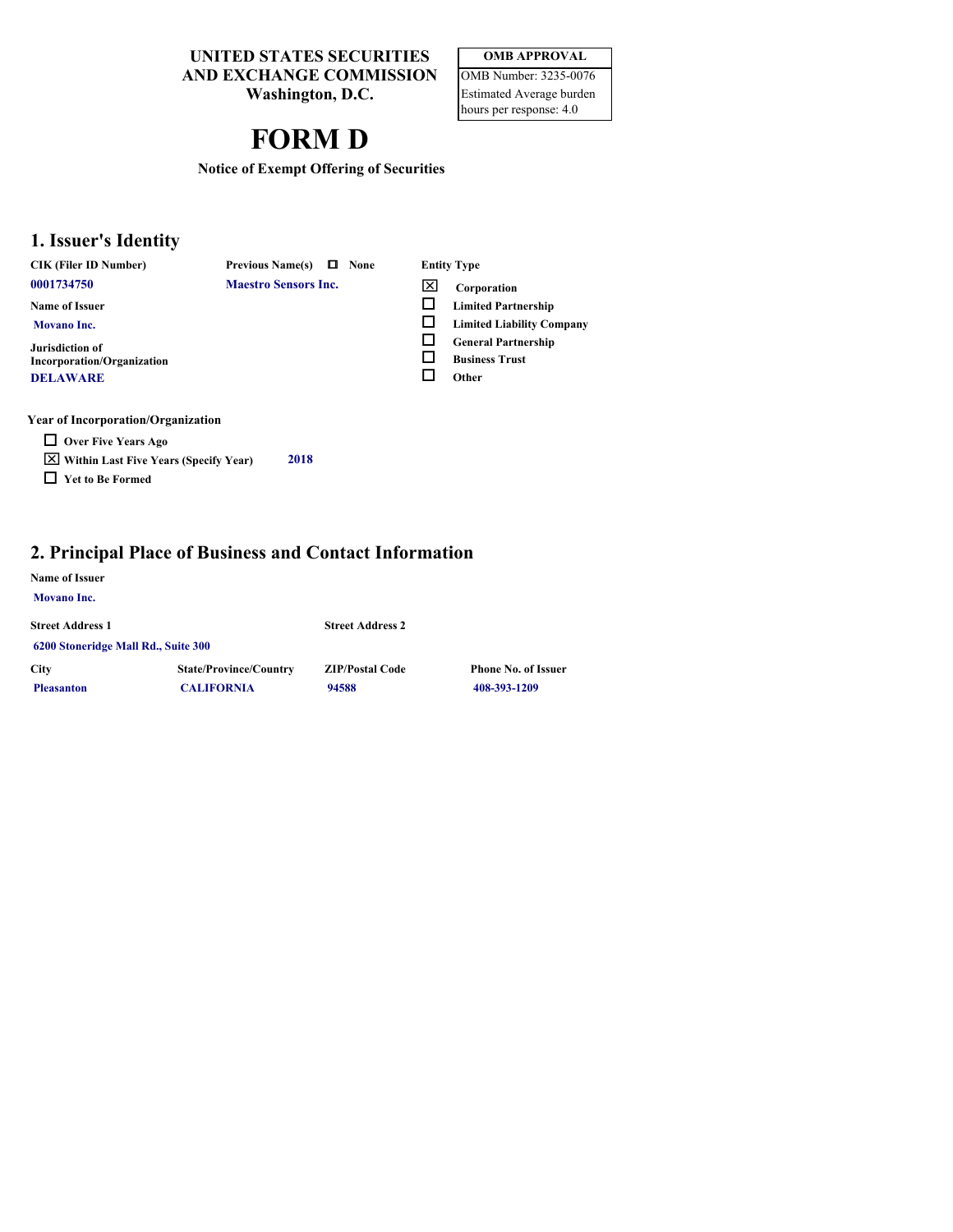**UNITED STATES SECURITIES AND EXCHANGE COMMISSION**
**Washington, D.C.**

| OMB APPROVAL |
|---|
| OMB Number: 3235-0076 |
| Estimated Average burden hours per response: 4.0 |

# FORM D

**Notice of Exempt Offering of Securities**

## 1. Issuer's Identity

| CIK (Filer ID Number) | Previous Name(s) ☐ None | Entity Type |
|---|---|---|
| 0001734750 | Maestro Sensors Inc. | ☒ Corporation |
| **Name of Issuer** | | ☐ Limited Partnership |
| Movano Inc. | | ☐ Limited Liability Company |
| **Jurisdiction of Incorporation/Organization** | | ☐ General Partnership |
| DELAWARE | | ☐ Business Trust |
| | | ☐ Other |

**Year of Incorporation/Organization**

- ☐ Over Five Years Ago
- ☒ Within Last Five Years (Specify Year) 2018
- ☐ Yet to Be Formed

## 2. Principal Place of Business and Contact Information

**Name of Issuer**

Movano Inc.

| Street Address 1 | Street Address 2 | | |
|---|---|---|---|
| 6200 Stoneridge Mall Rd., Suite 300 | | | |
| **City** | **State/Province/Country** | **ZIP/Postal Code** | **Phone No. of Issuer** |
| Pleasanton | CALIFORNIA | 94588 | 408-393-1209 |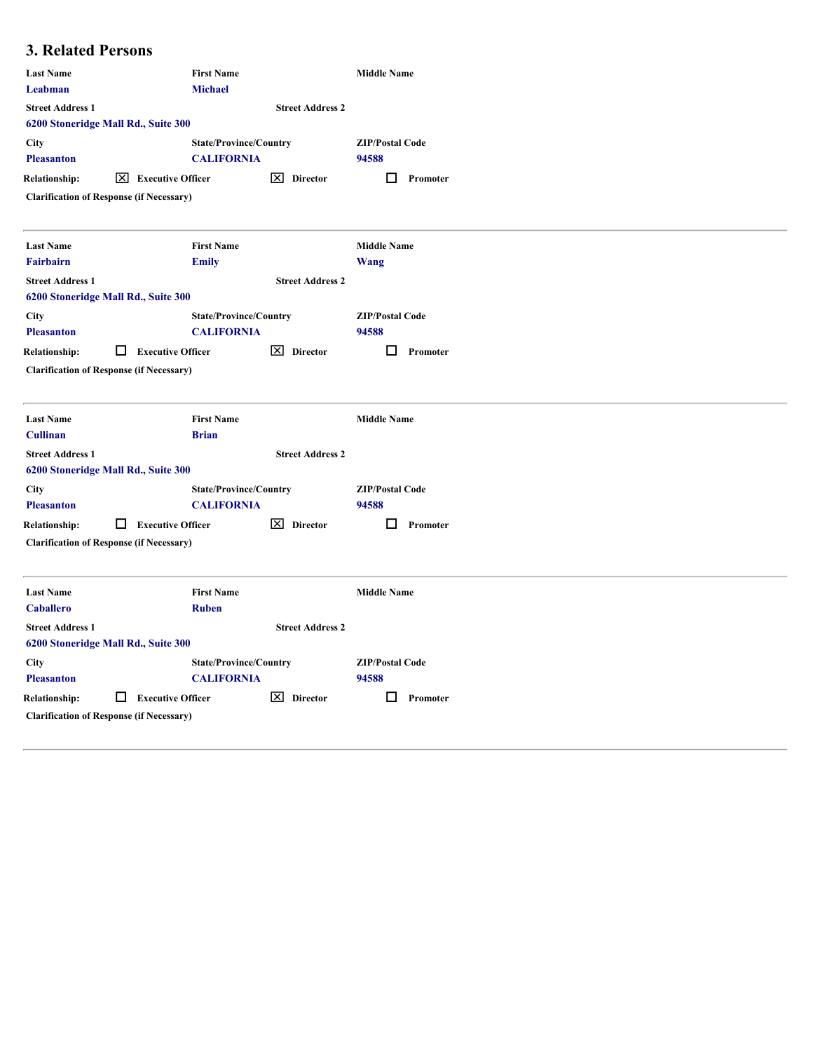## 3. Related Persons

| Last Name | First Name | Middle Name |
|---|---|---|
| Leabman | Michael | |

**Street Address 1:** 6200 Stoneridge Mall Rd., Suite 300
**Street Address 2:**

| City | State/Province/Country | ZIP/Postal Code |
|---|---|---|
| Pleasanton | CALIFORNIA | 94588 |

**Relationship:** ☒ Executive Officer ☒ Director ☐ Promoter

**Clarification of Response (if Necessary)**

---

| Last Name | First Name | Middle Name |
|---|---|---|
| Fairbairn | Emily | Wang |

**Street Address 1:** 6200 Stoneridge Mall Rd., Suite 300
**Street Address 2:**

| City | State/Province/Country | ZIP/Postal Code |
|---|---|---|
| Pleasanton | CALIFORNIA | 94588 |

**Relationship:** ☐ Executive Officer ☒ Director ☐ Promoter

**Clarification of Response (if Necessary)**

---

| Last Name | First Name | Middle Name |
|---|---|---|
| Cullinan | Brian | |

**Street Address 1:** 6200 Stoneridge Mall Rd., Suite 300
**Street Address 2:**

| City | State/Province/Country | ZIP/Postal Code |
|---|---|---|
| Pleasanton | CALIFORNIA | 94588 |

**Relationship:** ☐ Executive Officer ☒ Director ☐ Promoter

**Clarification of Response (if Necessary)**

---

| Last Name | First Name | Middle Name |
|---|---|---|
| Caballero | Ruben | |

**Street Address 1:** 6200 Stoneridge Mall Rd., Suite 300
**Street Address 2:**

| City | State/Province/Country | ZIP/Postal Code |
|---|---|---|
| Pleasanton | CALIFORNIA | 94588 |

**Relationship:** ☐ Executive Officer ☒ Director ☐ Promoter

**Clarification of Response (if Necessary)**

---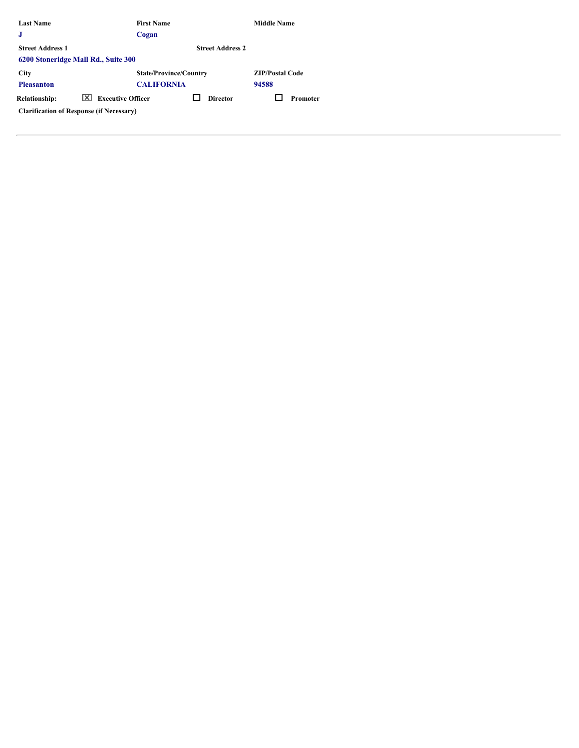| Last Name | First Name | Middle Name |
| --- | --- | --- |
| J | Cogan | |

| Street Address 1 | Street Address 2 |
| --- | --- |
| 6200 Stoneridge Mall Rd., Suite 300 | |

| City | State/Province/Country | ZIP/Postal Code |
| --- | --- | --- |
| Pleasanton | CALIFORNIA | 94588 |

Relationship: ☒ Executive Officer ☐ Director ☐ Promoter

Clarification of Response (if Necessary)

---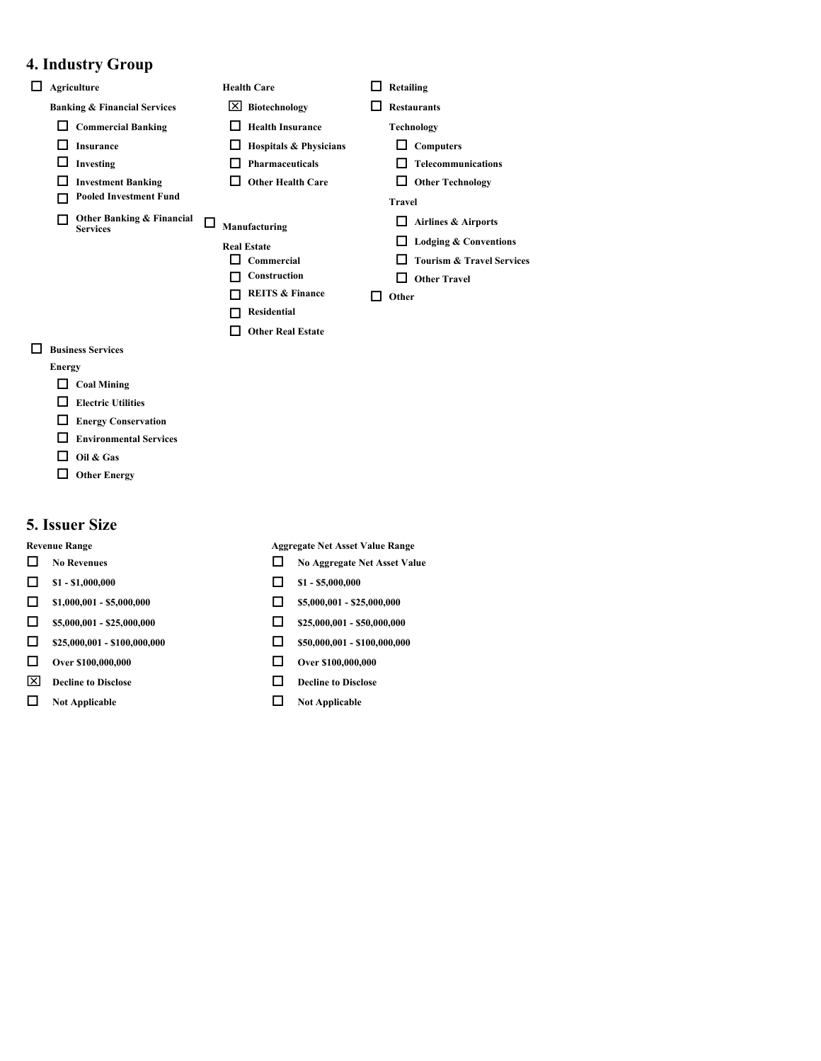## 4. Industry Group

- [ ] Agriculture

**Banking & Financial Services**

- [ ] Commercial Banking
- [ ] Insurance
- [ ] Investing
- [ ] Investment Banking
- [ ] Pooled Investment Fund
- [ ] Other Banking & Financial Services

- [ ] Business Services

**Energy**

- [ ] Coal Mining
- [ ] Electric Utilities
- [ ] Energy Conservation
- [ ] Environmental Services
- [ ] Oil & Gas
- [ ] Other Energy

**Health Care**

- [x] Biotechnology
- [ ] Health Insurance
- [ ] Hospitals & Physicians
- [ ] Pharmaceuticals
- [ ] Other Health Care

- [ ] Manufacturing

**Real Estate**

- [ ] Commercial
- [ ] Construction
- [ ] REITS & Finance
- [ ] Residential
- [ ] Other Real Estate

- [ ] Retailing
- [ ] Restaurants

**Technology**

- [ ] Computers
- [ ] Telecommunications
- [ ] Other Technology

**Travel**

- [ ] Airlines & Airports
- [ ] Lodging & Conventions
- [ ] Tourism & Travel Services
- [ ] Other Travel

- [ ] Other

## 5. Issuer Size

| Revenue Range | Aggregate Net Asset Value Range |
|---|---|
| [ ] No Revenues | [ ] No Aggregate Net Asset Value |
| [ ] $1 - $1,000,000 | [ ] $1 - $5,000,000 |
| [ ] $1,000,001 - $5,000,000 | [ ] $5,000,001 - $25,000,000 |
| [ ] $5,000,001 - $25,000,000 | [ ] $25,000,001 - $50,000,000 |
| [ ] $25,000,001 - $100,000,000 | [ ] $50,000,001 - $100,000,000 |
| [ ] Over $100,000,000 | [ ] Over $100,000,000 |
| [x] Decline to Disclose | [ ] Decline to Disclose |
| [ ] Not Applicable | [ ] Not Applicable |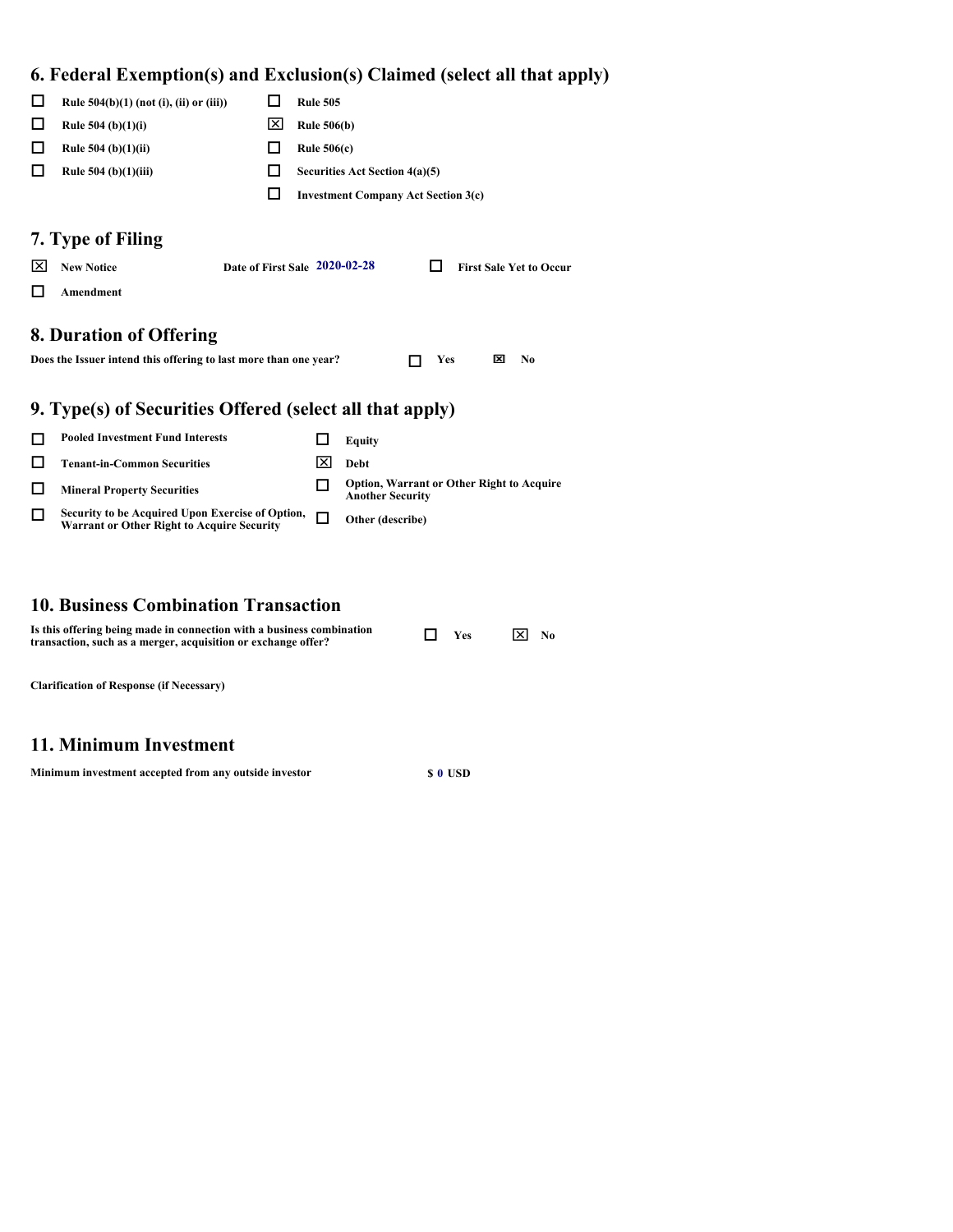## 6. Federal Exemption(s) and Exclusion(s) Claimed (select all that apply)

- ☐ Rule 504(b)(1) (not (i), (ii) or (iii))
- ☐ Rule 504 (b)(1)(i)
- ☐ Rule 504 (b)(1)(ii)
- ☐ Rule 504 (b)(1)(iii)
- ☐ Rule 505
- ☒ Rule 506(b)
- ☐ Rule 506(c)
- ☐ Securities Act Section 4(a)(5)
- ☐ Investment Company Act Section 3(c)

## 7. Type of Filing

- ☒ New Notice — Date of First Sale **2020-02-28** — ☐ First Sale Yet to Occur
- ☐ Amendment

## 8. Duration of Offering

**Does the Issuer intend this offering to last more than one year?** ☐ Yes ☒ No

## 9. Type(s) of Securities Offered (select all that apply)

- ☐ Pooled Investment Fund Interests
- ☐ Tenant-in-Common Securities
- ☐ Mineral Property Securities
- ☐ Security to be Acquired Upon Exercise of Option, Warrant or Other Right to Acquire Security
- ☐ Equity
- ☒ Debt
- ☐ Option, Warrant or Other Right to Acquire Another Security
- ☐ Other (describe)

## 10. Business Combination Transaction

**Is this offering being made in connection with a business combination transaction, such as a merger, acquisition or exchange offer?** ☐ Yes ☒ No

**Clarification of Response (if Necessary)**

## 11. Minimum Investment

**Minimum investment accepted from any outside investor** $ 0 USD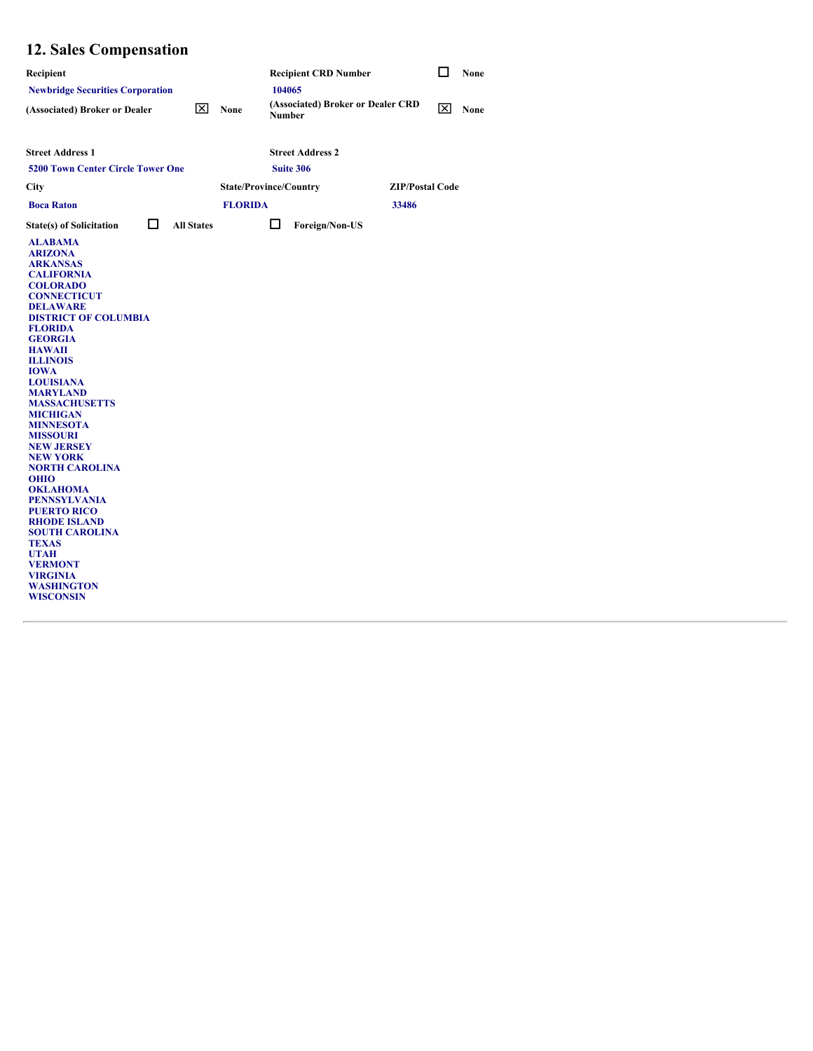## 12. Sales Compensation

| Recipient | | Recipient CRD Number | ☐ None |
|---|---|---|---|
| Newbridge Securities Corporation | | 104065 | |
| (Associated) Broker or Dealer | ☒ None | (Associated) Broker or Dealer CRD Number | ☒ None |

| Street Address 1 | Street Address 2 | |
|---|---|---|
| 5200 Town Center Circle Tower One | Suite 306 | |
| **City** | **State/Province/Country** | **ZIP/Postal Code** |
| Boca Raton | FLORIDA | 33486 |

**State(s) of Solicitation** ☐ All States ☐ Foreign/Non-US

- ALABAMA
- ARIZONA
- ARKANSAS
- CALIFORNIA
- COLORADO
- CONNECTICUT
- DELAWARE
- DISTRICT OF COLUMBIA
- FLORIDA
- GEORGIA
- HAWAII
- ILLINOIS
- IOWA
- LOUISIANA
- MARYLAND
- MASSACHUSETTS
- MICHIGAN
- MINNESOTA
- MISSOURI
- NEW JERSEY
- NEW YORK
- NORTH CAROLINA
- OHIO
- OKLAHOMA
- PENNSYLVANIA
- PUERTO RICO
- RHODE ISLAND
- SOUTH CAROLINA
- TEXAS
- UTAH
- VERMONT
- VIRGINIA
- WASHINGTON
- WISCONSIN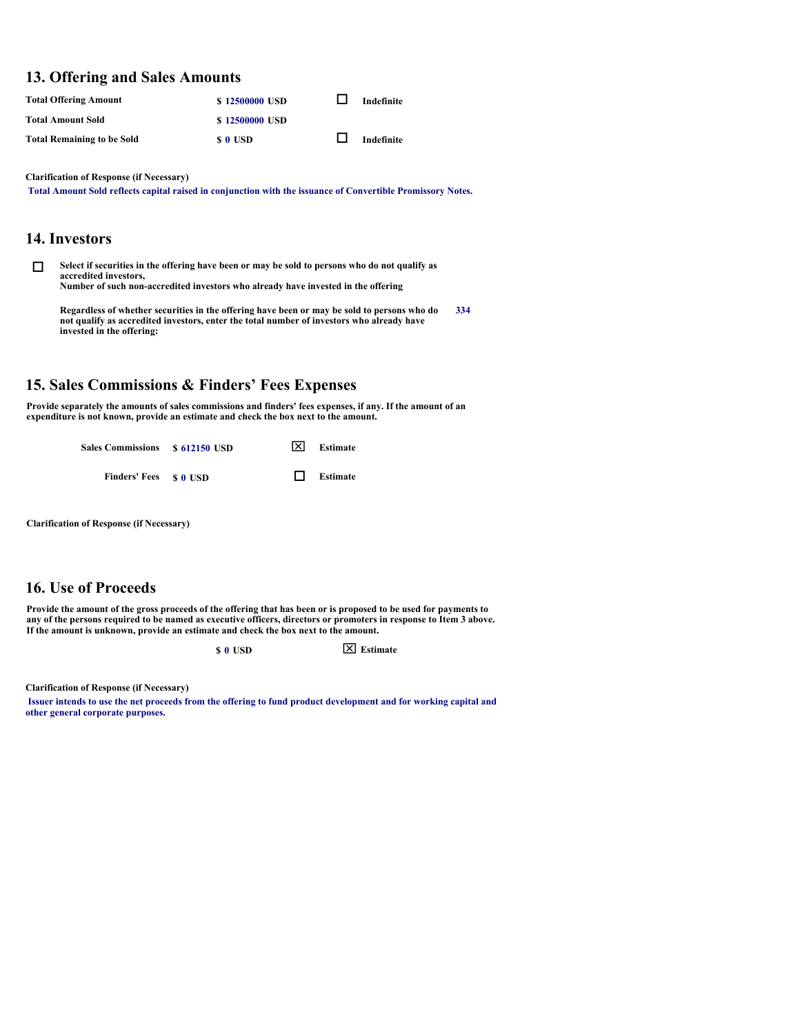## 13. Offering and Sales Amounts

| | | | |
|---|---|---|---|
| **Total Offering Amount** | $ 12500000 USD | ☐ | Indefinite |
| **Total Amount Sold** | $ 12500000 USD | | |
| **Total Remaining to be Sold** | $ 0 USD | ☐ | Indefinite |

**Clarification of Response (if Necessary)**

Total Amount Sold reflects capital raised in conjunction with the issuance of Convertible Promissory Notes.

## 14. Investors

☐ **Select if securities in the offering have been or may be sold to persons who do not qualify as accredited investors,**
**Number of such non-accredited investors who already have invested in the offering**

**Regardless of whether securities in the offering have been or may be sold to persons who do not qualify as accredited investors, enter the total number of investors who already have invested in the offering:** 334

## 15. Sales Commissions & Finders' Fees Expenses

**Provide separately the amounts of sales commissions and finders' fees expenses, if any. If the amount of an expenditure is not known, provide an estimate and check the box next to the amount.**

| | | | |
|---|---|---|---|
| **Sales Commissions** | $ 612150 USD | ☒ | Estimate |
| **Finders' Fees** | $ 0 USD | ☐ | Estimate |

**Clarification of Response (if Necessary)**

## 16. Use of Proceeds

**Provide the amount of the gross proceeds of the offering that has been or is proposed to be used for payments to any of the persons required to be named as executive officers, directors or promoters in response to Item 3 above. If the amount is unknown, provide an estimate and check the box next to the amount.**

$ 0 USD ☒ Estimate

**Clarification of Response (if Necessary)**

Issuer intends to use the net proceeds from the offering to fund product development and for working capital and other general corporate purposes.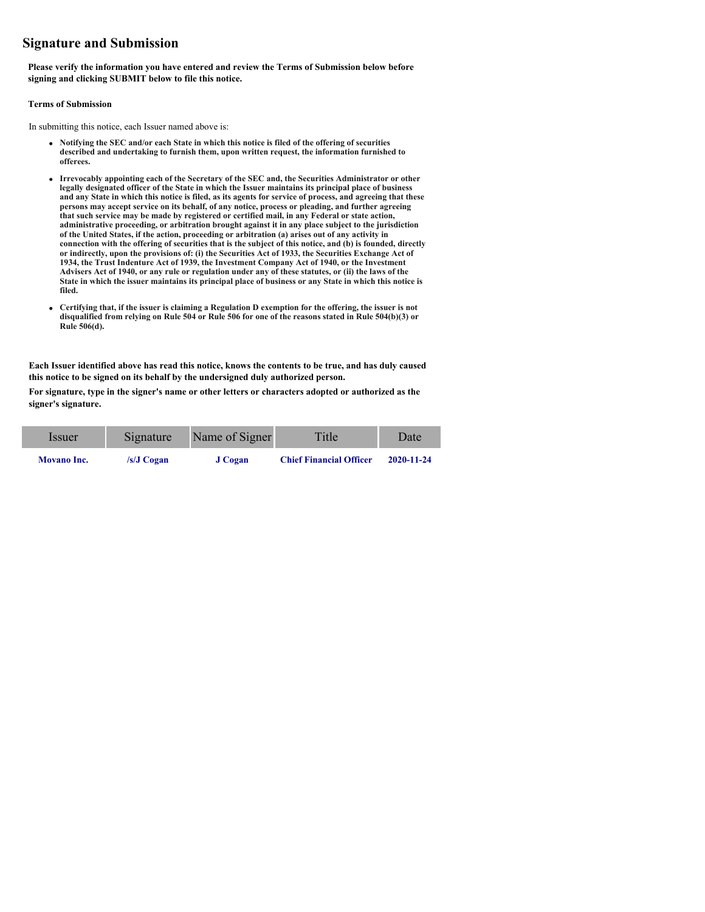## Signature and Submission

**Please verify the information you have entered and review the Terms of Submission below before signing and clicking SUBMIT below to file this notice.**

**Terms of Submission**

In submitting this notice, each Issuer named above is:

- **Notifying the SEC and/or each State in which this notice is filed of the offering of securities described and undertaking to furnish them, upon written request, the information furnished to offerees.**
- **Irrevocably appointing each of the Secretary of the SEC and, the Securities Administrator or other legally designated officer of the State in which the Issuer maintains its principal place of business and any State in which this notice is filed, as its agents for service of process, and agreeing that these persons may accept service on its behalf, of any notice, process or pleading, and further agreeing that such service may be made by registered or certified mail, in any Federal or state action, administrative proceeding, or arbitration brought against it in any place subject to the jurisdiction of the United States, if the action, proceeding or arbitration (a) arises out of any activity in connection with the offering of securities that is the subject of this notice, and (b) is founded, directly or indirectly, upon the provisions of: (i) the Securities Act of 1933, the Securities Exchange Act of 1934, the Trust Indenture Act of 1939, the Investment Company Act of 1940, or the Investment Advisers Act of 1940, or any rule or regulation under any of these statutes, or (ii) the laws of the State in which the issuer maintains its principal place of business or any State in which this notice is filed.**
- **Certifying that, if the issuer is claiming a Regulation D exemption for the offering, the issuer is not disqualified from relying on Rule 504 or Rule 506 for one of the reasons stated in Rule 504(b)(3) or Rule 506(d).**

**Each Issuer identified above has read this notice, knows the contents to be true, and has duly caused this notice to be signed on its behalf by the undersigned duly authorized person.**

**For signature, type in the signer's name or other letters or characters adopted or authorized as the signer's signature.**

| Issuer | Signature | Name of Signer | Title | Date |
|---|---|---|---|---|
| Movano Inc. | /s/J Cogan | J Cogan | Chief Financial Officer | 2020-11-24 |